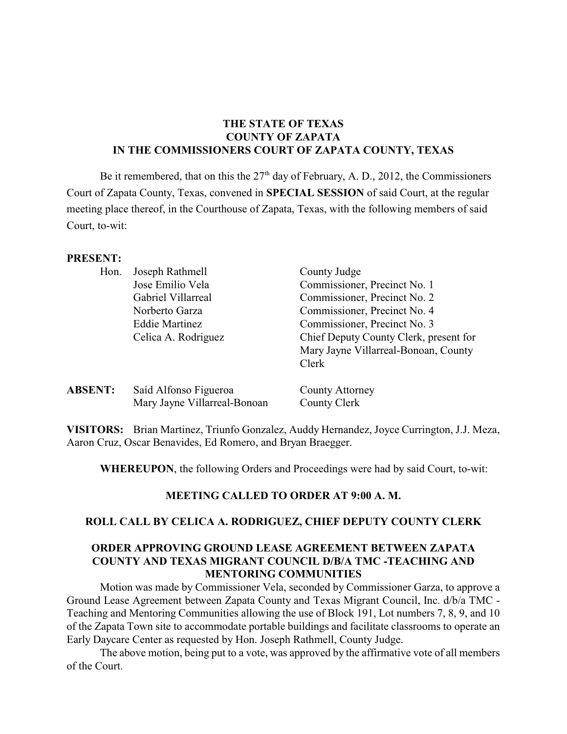**THE STATE OF TEXAS**
**COUNTY OF ZAPATA**
**IN THE COMMISSIONERS COURT OF ZAPATA COUNTY, TEXAS**

Be it remembered, that on this the 27th day of February, A. D., 2012, the Commissioners Court of Zapata County, Texas, convened in **SPECIAL SESSION** of said Court, at the regular meeting place thereof, in the Courthouse of Zapata, Texas, with the following members of said Court, to-wit:

**PRESENT:**

| | | |
|---|---|---|
| Hon. | Joseph Rathmell | County Judge |
| | Jose Emilio Vela | Commissioner, Precinct No. 1 |
| | Gabriel Villarreal | Commissioner, Precinct No. 2 |
| | Norberto Garza | Commissioner, Precinct No. 4 |
| | Eddie Martinez | Commissioner, Precinct No. 3 |
| | Celica A. Rodriguez | Chief Deputy County Clerk, present for Mary Jayne Villarreal-Bonoan, County Clerk |

**ABSENT:**

| | |
|---|---|
| Saíd Alfonso Figueroa | County Attorney |
| Mary Jayne Villarreal-Bonoan | County Clerk |

**VISITORS:** Brian Martinez, Triunfo Gonzalez, Auddy Hernandez, Joyce Currington, J.J. Meza, Aaron Cruz, Oscar Benavides, Ed Romero, and Bryan Braegger.

**WHEREUPON**, the following Orders and Proceedings were had by said Court, to-wit:

**MEETING CALLED TO ORDER AT 9:00 A. M.**

**ROLL CALL BY CELICA A. RODRIGUEZ, CHIEF DEPUTY COUNTY CLERK**

**ORDER APPROVING GROUND LEASE AGREEMENT BETWEEN ZAPATA COUNTY AND TEXAS MIGRANT COUNCIL D/B/A TMC -TEACHING AND MENTORING COMMUNITIES**

Motion was made by Commissioner Vela, seconded by Commissioner Garza, to approve a Ground Lease Agreement between Zapata County and Texas Migrant Council, Inc. d/b/a TMC - Teaching and Mentoring Communities allowing the use of Block 191, Lot numbers 7, 8, 9, and 10 of the Zapata Town site to accommodate portable buildings and facilitate classrooms to operate an Early Daycare Center as requested by Hon. Joseph Rathmell, County Judge.

The above motion, being put to a vote, was approved by the affirmative vote of all members of the Court.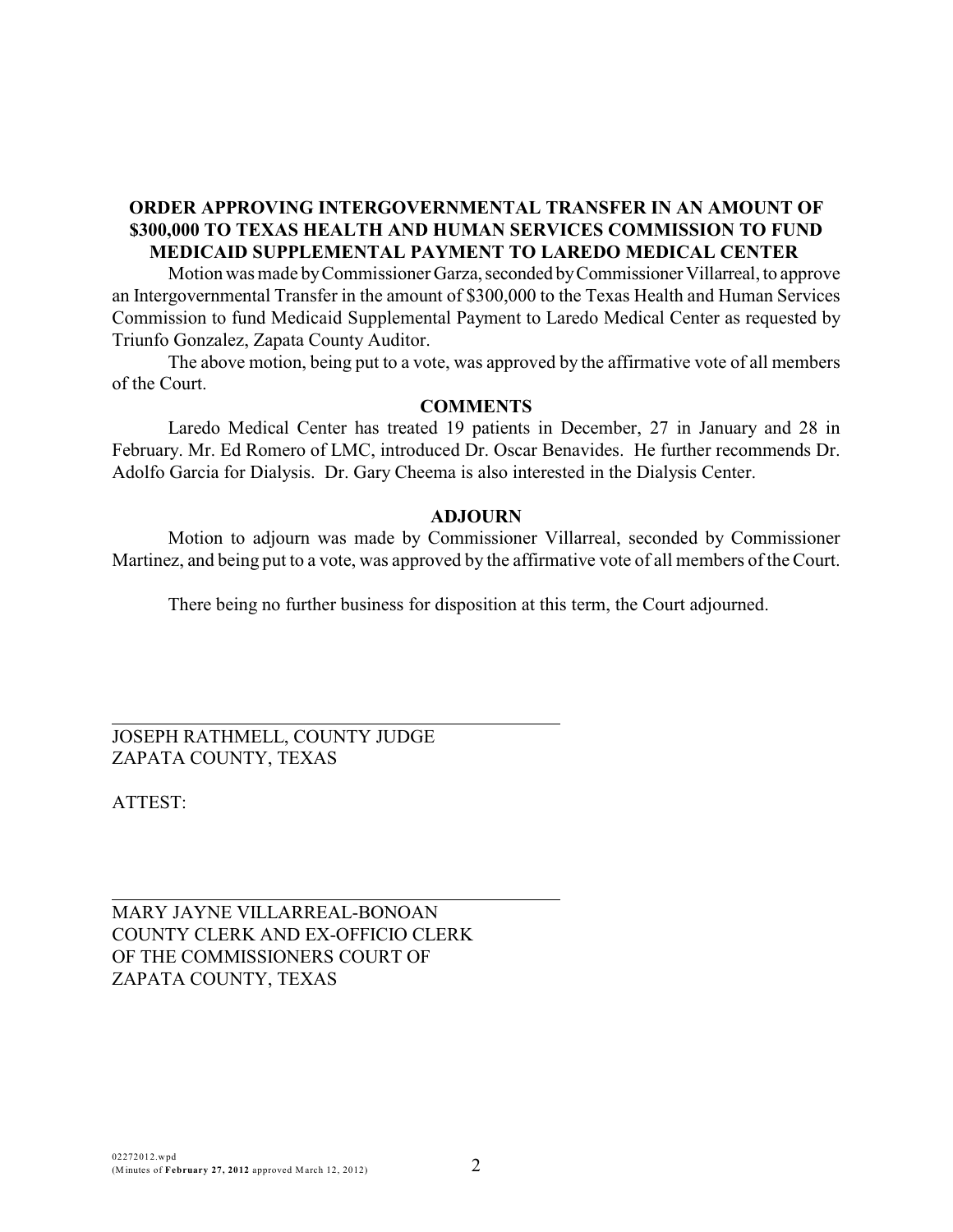**ORDER APPROVING INTERGOVERNMENTAL TRANSFER IN AN AMOUNT OF $300,000 TO TEXAS HEALTH AND HUMAN SERVICES COMMISSION TO FUND MEDICAID SUPPLEMENTAL PAYMENT TO LAREDO MEDICAL CENTER**

Motion was made by Commissioner Garza, seconded by Commissioner Villarreal, to approve an Intergovernmental Transfer in the amount of $300,000 to the Texas Health and Human Services Commission to fund Medicaid Supplemental Payment to Laredo Medical Center as requested by Triunfo Gonzalez, Zapata County Auditor.

The above motion, being put to a vote, was approved by the affirmative vote of all members of the Court.

**COMMENTS**

Laredo Medical Center has treated 19 patients in December, 27 in January and 28 in February. Mr. Ed Romero of LMC, introduced Dr. Oscar Benavides. He further recommends Dr. Adolfo Garcia for Dialysis. Dr. Gary Cheema is also interested in the Dialysis Center.

**ADJOURN**

Motion to adjourn was made by Commissioner Villarreal, seconded by Commissioner Martinez, and being put to a vote, was approved by the affirmative vote of all members of the Court.

There being no further business for disposition at this term, the Court adjourned.

JOSEPH RATHMELL, COUNTY JUDGE
ZAPATA COUNTY, TEXAS

ATTEST:

MARY JAYNE VILLARREAL-BONOAN
COUNTY CLERK AND EX-OFFICIO CLERK
OF THE COMMISSIONERS COURT OF
ZAPATA COUNTY, TEXAS

02272012.wpd
(Minutes of **February 27, 2012** approved March 12, 2012)